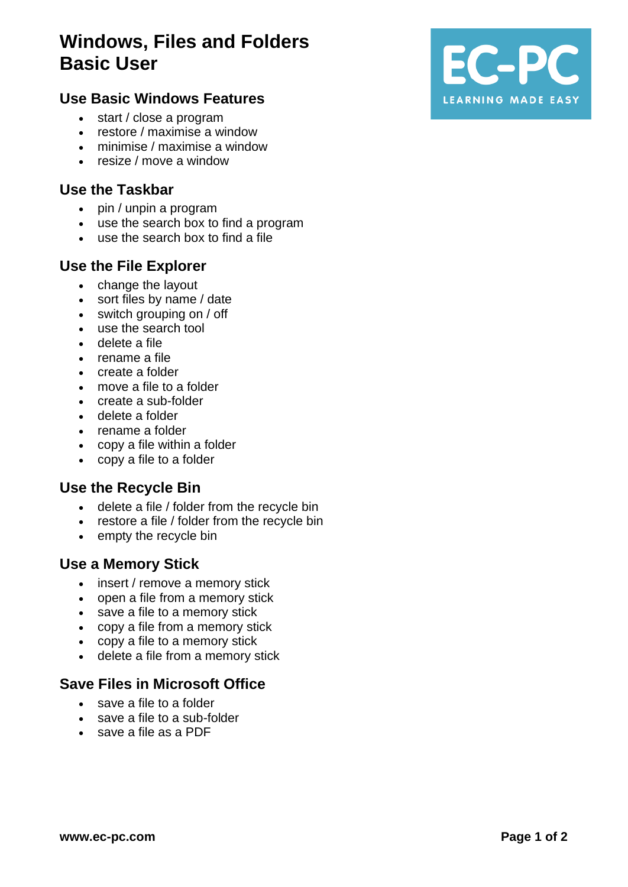# Windows, Files and Folders
# Basic User

## Use Basic Windows Features

- start / close a program
- restore / maximise a window
- minimise / maximise a window
- resize / move a window

## Use the Taskbar

- pin / unpin a program
- use the search box to find a program
- use the search box to find a file

## Use the File Explorer

- change the layout
- sort files by name / date
- switch grouping on / off
- use the search tool
- delete a file
- rename a file
- create a folder
- move a file to a folder
- create a sub-folder
- delete a folder
- rename a folder
- copy a file within a folder
- copy a file to a folder

## Use the Recycle Bin

- delete a file / folder from the recycle bin
- restore a file / folder from the recycle bin
- empty the recycle bin

## Use a Memory Stick

- insert / remove a memory stick
- open a file from a memory stick
- save a file to a memory stick
- copy a file from a memory stick
- copy a file to a memory stick
- delete a file from a memory stick

## Save Files in Microsoft Office

- save a file to a folder
- save a file to a sub-folder
- save a file as a PDF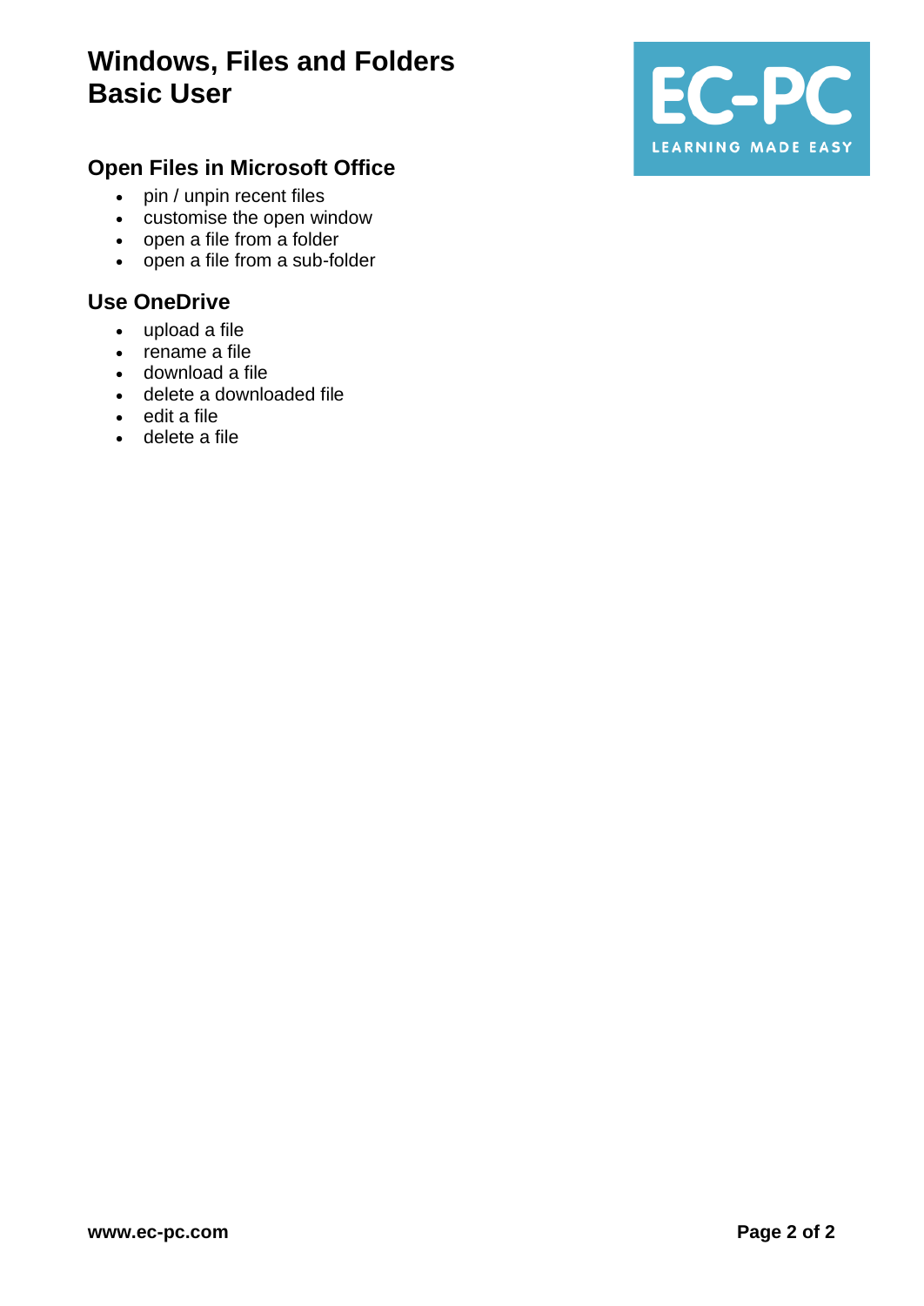# Windows, Files and Folders
# Basic User

## Open Files in Microsoft Office

- pin / unpin recent files
- customise the open window
- open a file from a folder
- open a file from a sub-folder

## Use OneDrive

- upload a file
- rename a file
- download a file
- delete a downloaded file
- edit a file
- delete a file